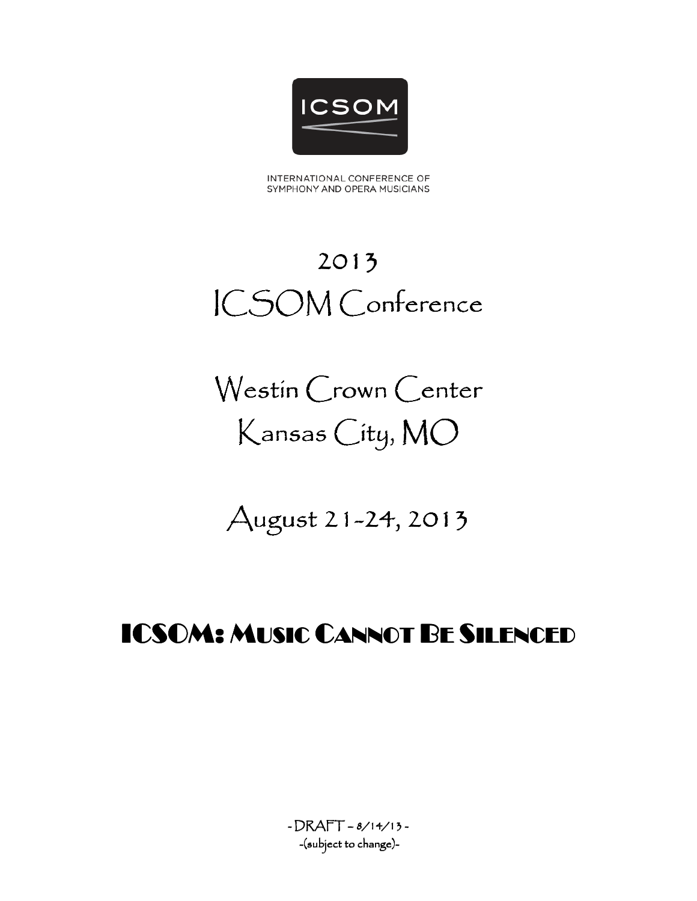ICSOM

INTERNATIONAL CONFERENCE OF SYMPHONY AND OPERA MUSICIANS

# 2013 ICSOM Conference

# Westin Crown Center Kansas City, MO

# August 21-24, 2013

## ICSOM: MUSIC CANNOT BE SILENCED

- DRAFT – 8/14/13 -
-(subject to change)-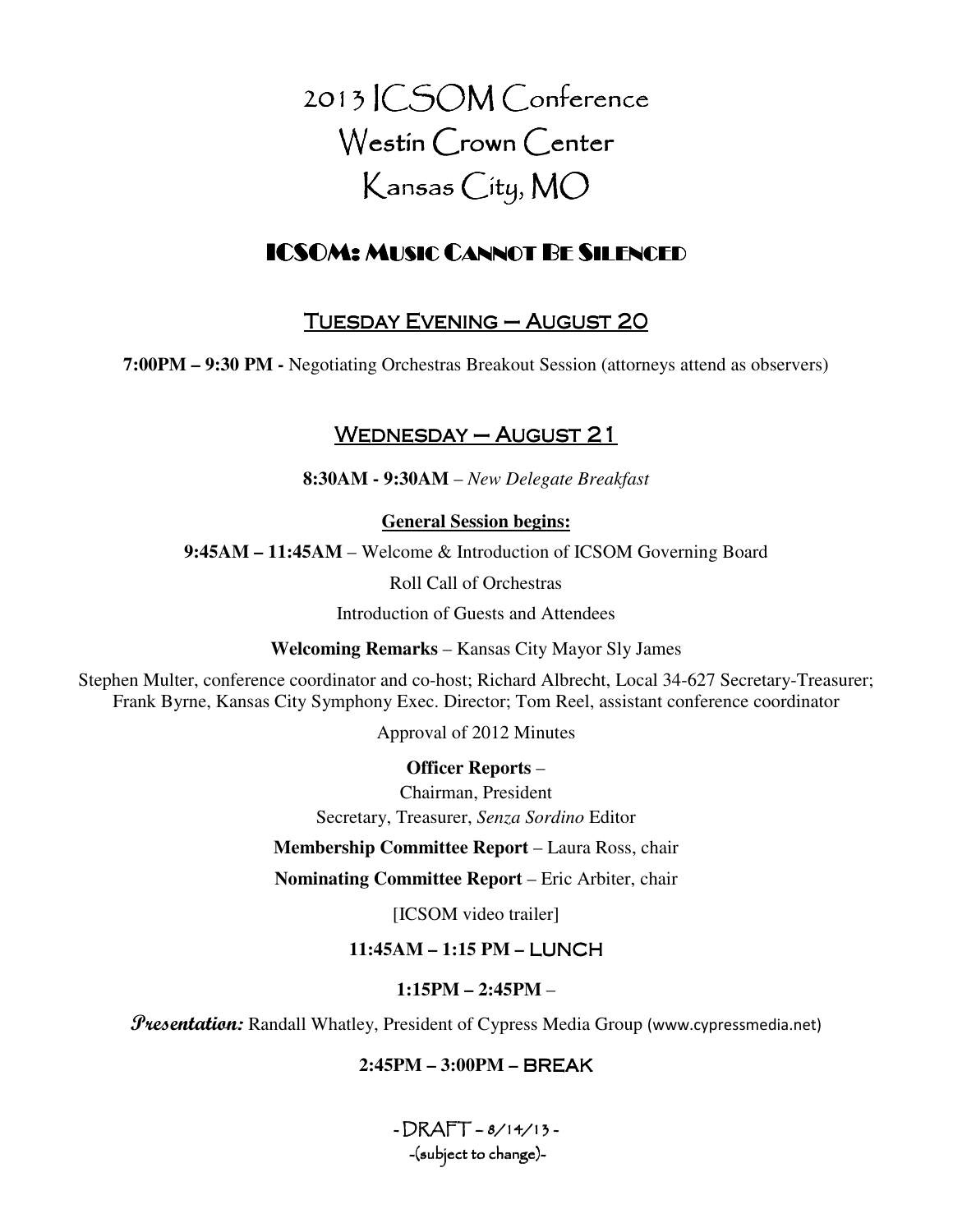# 2013 ICSOM Conference
# Westin Crown Center
# Kansas City, MO

## ICSOM: Music Cannot Be Silenced

### Tuesday Evening – August 20

**7:00PM – 9:30 PM -** Negotiating Orchestras Breakout Session (attorneys attend as observers)

### Wednesday – August 21

**8:30AM - 9:30AM** – *New Delegate Breakfast*

**General Session begins:**

**9:45AM – 11:45AM** – Welcome & Introduction of ICSOM Governing Board

Roll Call of Orchestras

Introduction of Guests and Attendees

**Welcoming Remarks** – Kansas City Mayor Sly James

Stephen Multer, conference coordinator and co-host; Richard Albrecht, Local 34-627 Secretary-Treasurer; Frank Byrne, Kansas City Symphony Exec. Director; Tom Reel, assistant conference coordinator

Approval of 2012 Minutes

**Officer Reports** –

Chairman, President

Secretary, Treasurer, *Senza Sordino* Editor

**Membership Committee Report** – Laura Ross, chair

**Nominating Committee Report** – Eric Arbiter, chair

[ICSOM video trailer]

**11:45AM – 1:15 PM – LUNCH**

**1:15PM – 2:45PM** –

***Presentation:*** Randall Whatley, President of Cypress Media Group (www.cypressmedia.net)

**2:45PM – 3:00PM – BREAK**

- DRAFT - 8/14/13 -
-(subject to change)-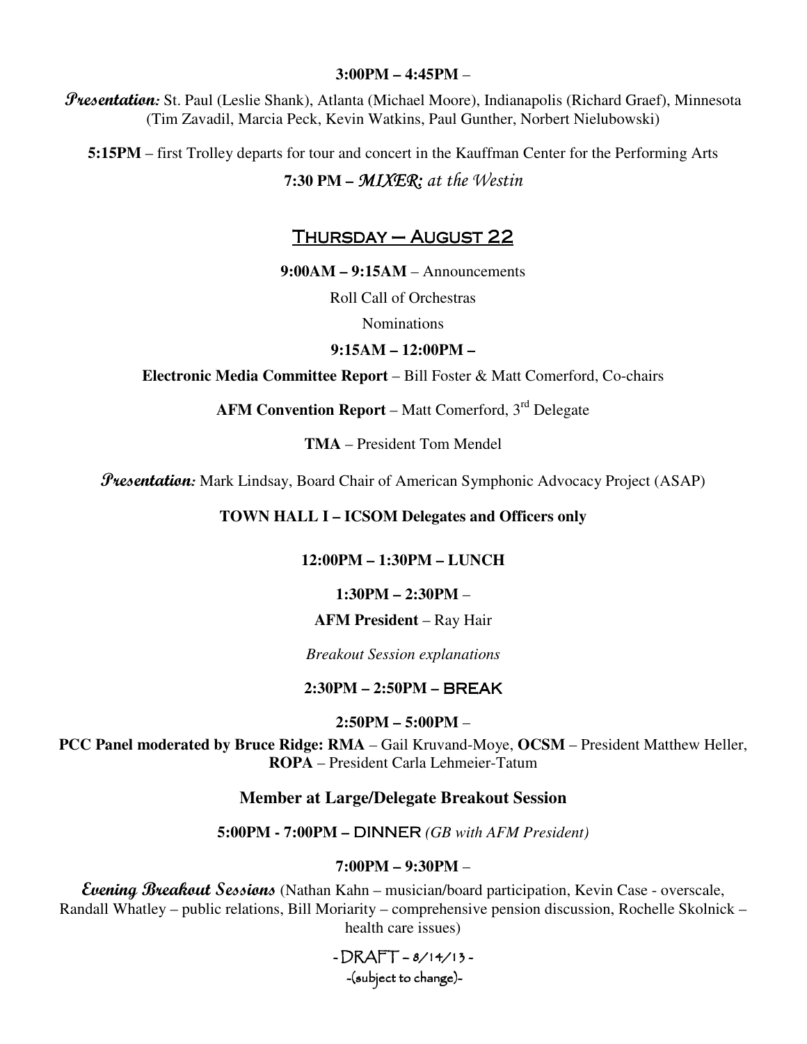**3:00PM – 4:45PM** –

***Presentation:*** St. Paul (Leslie Shank), Atlanta (Michael Moore), Indianapolis (Richard Graef), Minnesota (Tim Zavadil, Marcia Peck, Kevin Watkins, Paul Gunther, Norbert Nielubowski)

**5:15PM** – first Trolley departs for tour and concert in the Kauffman Center for the Performing Arts

**7:30 PM –** ***MIXER:*** *at the Westin*

## THURSDAY – AUGUST 22

**9:00AM – 9:15AM** – Announcements

Roll Call of Orchestras

Nominations

**9:15AM – 12:00PM –**

**Electronic Media Committee Report** – Bill Foster & Matt Comerford, Co-chairs

**AFM Convention Report** – Matt Comerford, 3rd Delegate

**TMA** – President Tom Mendel

***Presentation:*** Mark Lindsay, Board Chair of American Symphonic Advocacy Project (ASAP)

**TOWN HALL I – ICSOM Delegates and Officers only**

**12:00PM – 1:30PM – LUNCH**

**1:30PM – 2:30PM** –

**AFM President** – Ray Hair

*Breakout Session explanations*

**2:30PM – 2:50PM – BREAK**

**2:50PM – 5:00PM** –

**PCC Panel moderated by Bruce Ridge: RMA** – Gail Kruvand-Moye, **OCSM** – President Matthew Heller, **ROPA** – President Carla Lehmeier-Tatum

**Member at Large/Delegate Breakout Session**

**5:00PM - 7:00PM – DINNER** *(GB with AFM President)*

**7:00PM – 9:30PM** –

***Evening Breakout Sessions*** (Nathan Kahn – musician/board participation, Kevin Case - overscale, Randall Whatley – public relations, Bill Moriarity – comprehensive pension discussion, Rochelle Skolnick – health care issues)

- DRAFT - 8/14/13 -
-(subject to change)-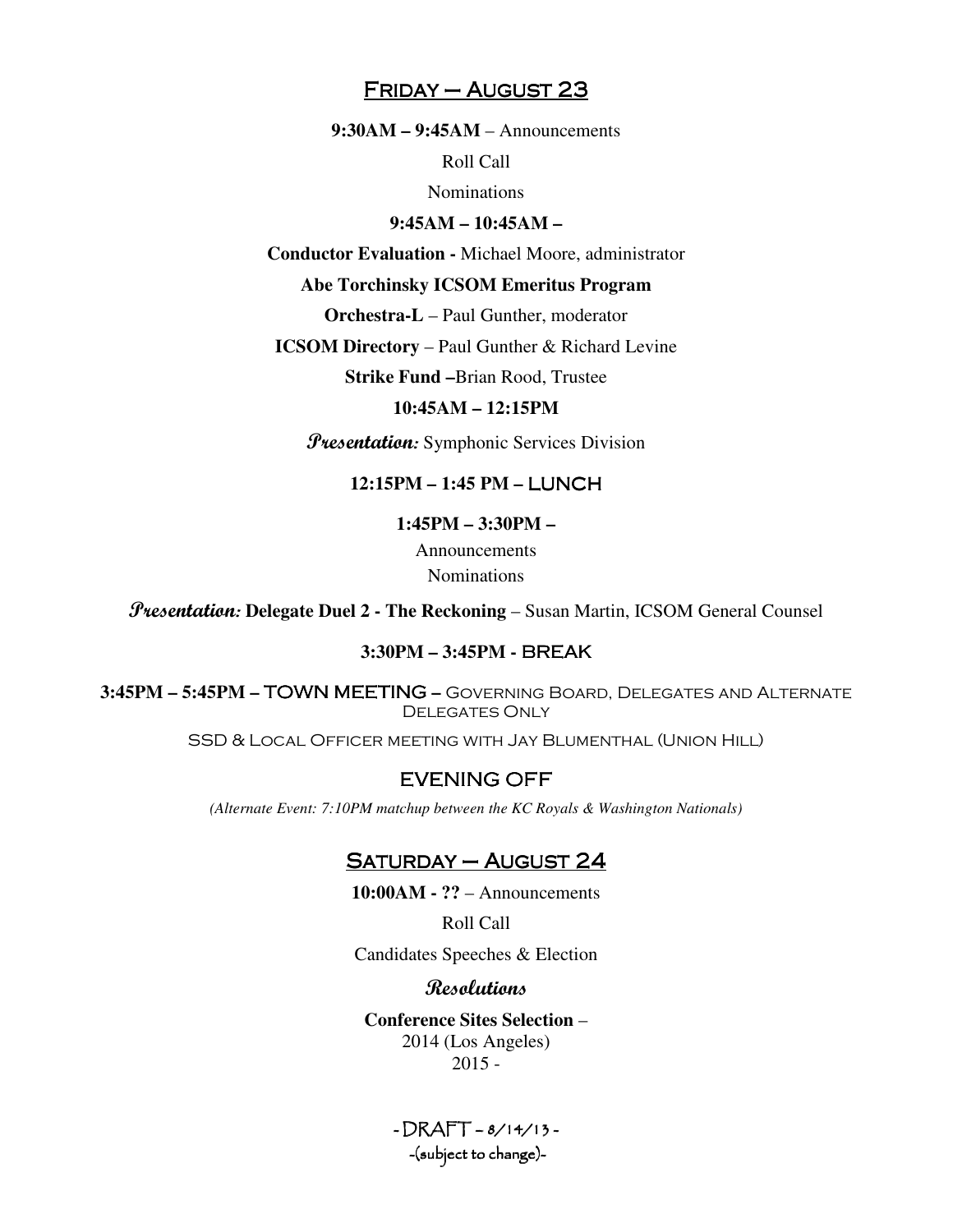## Friday – August 23

**9:30AM – 9:45AM** – Announcements

Roll Call

Nominations

**9:45AM – 10:45AM –**

**Conductor Evaluation -** Michael Moore, administrator

**Abe Torchinsky ICSOM Emeritus Program**

**Orchestra-L** – Paul Gunther, moderator

**ICSOM Directory** – Paul Gunther & Richard Levine

**Strike Fund –**Brian Rood, Trustee

**10:45AM – 12:15PM**

***Presentation:*** Symphonic Services Division

**12:15PM – 1:45 PM – LUNCH**

**1:45PM – 3:30PM –**

Announcements

Nominations

***Presentation:*** **Delegate Duel 2 - The Reckoning** – Susan Martin, ICSOM General Counsel

**3:30PM – 3:45PM - BREAK**

**3:45PM – 5:45PM – TOWN MEETING –** Governing Board, Delegates and Alternate Delegates Only

SSD & Local Officer meeting with Jay Blumenthal (Union Hill)

EVENING OFF

*(Alternate Event: 7:10PM matchup between the KC Royals & Washington Nationals)*

## Saturday – August 24

**10:00AM - ??** – Announcements

Roll Call

Candidates Speeches & Election

***Resolutions***

**Conference Sites Selection** –
2014 (Los Angeles)
2015 -

- DRAFT - 8/14/13 -
-(subject to change)-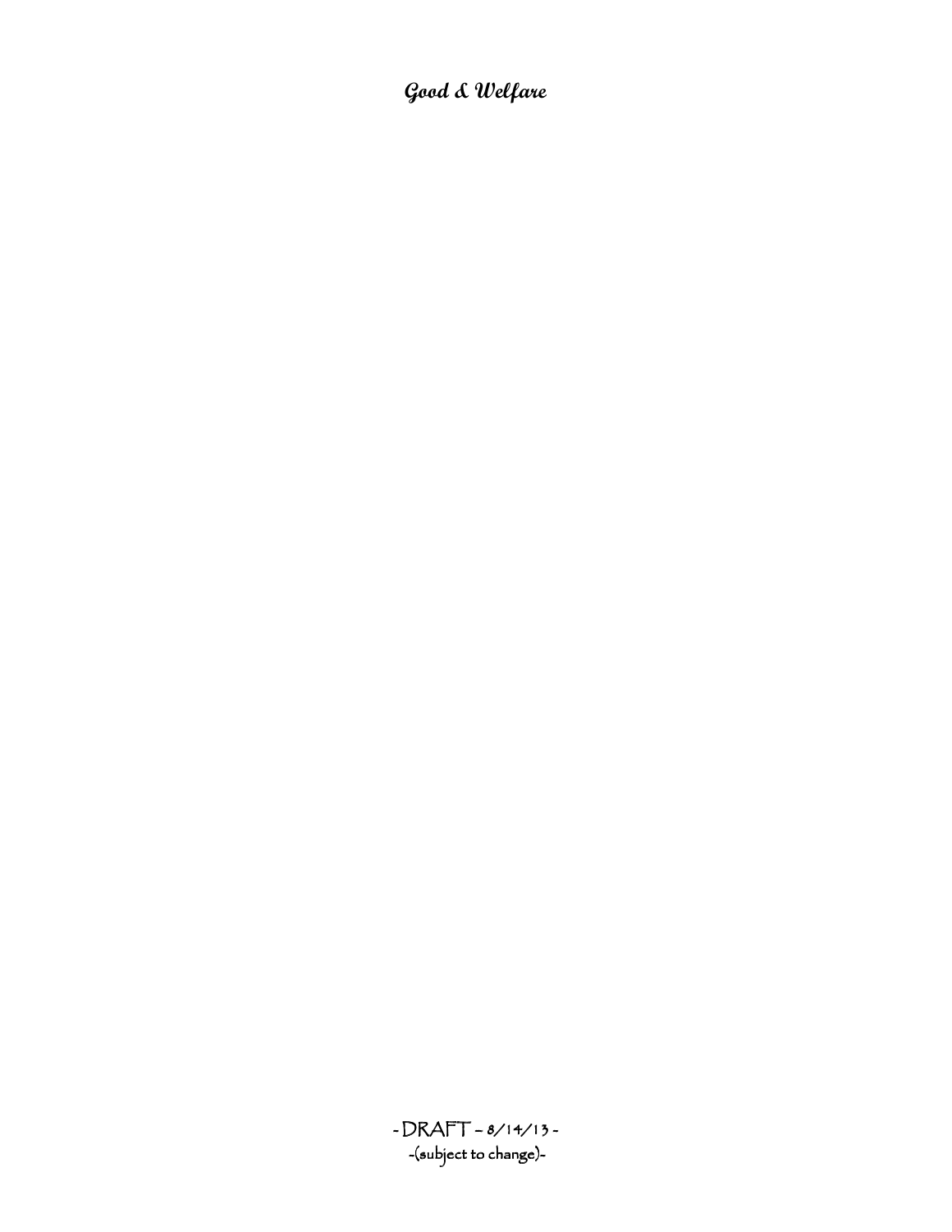# Good & Welfare